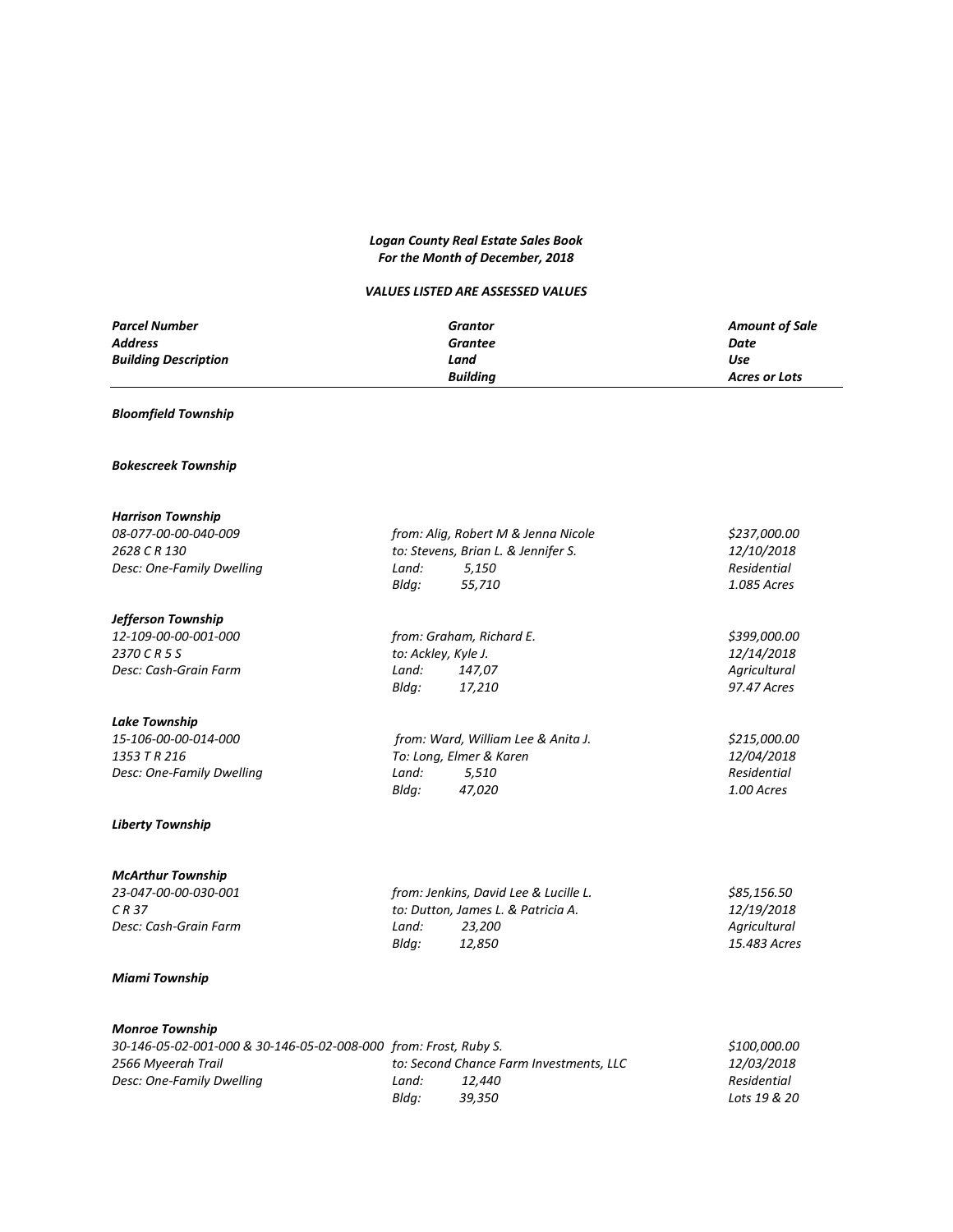***Logan County Real Estate Sales Book***
***For the Month of December, 2018***

***VALUES LISTED ARE ASSESSED VALUES***

| *Parcel Number* / *Address* / *Building Description* | *Grantor* / *Grantee* / *Land* / *Building* | *Amount of Sale* / *Date* / *Use* / *Acres or Lots* |
|---|---|---|

***Bloomfield Township***

***Bokescreek Township***

***Harrison Township***

| | | |
|---|---|---|
| *08-077-00-00-040-009* | *from: Alig, Robert M & Jenna Nicole* | *$237,000.00* |
| *2628 C R 130* | *to: Stevens, Brian L. & Jennifer S.* | *12/10/2018* |
| *Desc: One-Family Dwelling* | *Land: 5,150* | *Residential* |
| | *Bldg: 55,710* | *1.085 Acres* |

***Jefferson Township***

| | | |
|---|---|---|
| *12-109-00-00-001-000* | *from: Graham, Richard E.* | *$399,000.00* |
| *2370 C R 5 S* | *to: Ackley, Kyle J.* | *12/14/2018* |
| *Desc: Cash-Grain Farm* | *Land: 147,07* | *Agricultural* |
| | *Bldg: 17,210* | *97.47 Acres* |

***Lake Township***

| | | |
|---|---|---|
| *15-106-00-00-014-000* | *from: Ward, William Lee & Anita J.* | *$215,000.00* |
| *1353 T R 216* | *To: Long, Elmer & Karen* | *12/04/2018* |
| *Desc: One-Family Dwelling* | *Land: 5,510* | *Residential* |
| | *Bldg: 47,020* | *1.00 Acres* |

***Liberty Township***

***McArthur Township***

| | | |
|---|---|---|
| *23-047-00-00-030-001* | *from: Jenkins, David Lee & Lucille L.* | *$85,156.50* |
| *C R 37* | *to: Dutton, James L. & Patricia A.* | *12/19/2018* |
| *Desc: Cash-Grain Farm* | *Land: 23,200* | *Agricultural* |
| | *Bldg: 12,850* | *15.483 Acres* |

***Miami Township***

***Monroe Township***

| | | |
|---|---|---|
| *30-146-05-02-001-000 & 30-146-05-02-008-000* | *from: Frost, Ruby S.* | *$100,000.00* |
| *2566 Myeerah Trail* | *to: Second Chance Farm Investments, LLC* | *12/03/2018* |
| *Desc: One-Family Dwelling* | *Land: 12,440* | *Residential* |
| | *Bldg: 39,350* | *Lots 19 & 20* |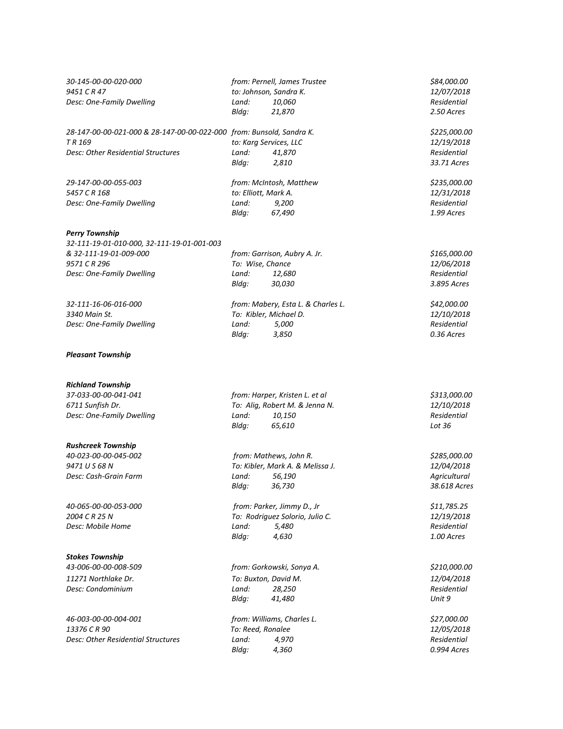*30-145-00-00-020-000*
*9451 C R 47*
*Desc: One-Family Dwelling*

*from: Pernell, James Trustee*
*to: Johnson, Sandra K.*
*Land: 10,060*
*Bldg: 21,870*

*$84,000.00*
*12/07/2018*
*Residential*
*2.50 Acres*

*28-147-00-00-021-000 & 28-147-00-00-022-000*
*T R 169*
*Desc: Other Residential Structures*

*from: Bunsold, Sandra K.*
*to: Karg Services, LLC*
*Land: 41,870*
*Bldg: 2,810*

*$225,000.00*
*12/19/2018*
*Residential*
*33.71 Acres*

*29-147-00-00-055-003*
*5457 C R 168*
*Desc: One-Family Dwelling*

*from: McIntosh, Matthew*
*to: Elliott, Mark A.*
*Land: 9,200*
*Bldg: 67,490*

*$235,000.00*
*12/31/2018*
*Residential*
*1.99 Acres*

***Perry Township***

*32-111-19-01-010-000, 32-111-19-01-001-003 & 32-111-19-01-009-000*
*9571 C R 296*
*Desc: One-Family Dwelling*

*from: Garrison, Aubry A. Jr.*
*To: Wise, Chance*
*Land: 12,680*
*Bldg: 30,030*

*$165,000.00*
*12/06/2018*
*Residential*
*3.895 Acres*

*32-111-16-06-016-000*
*3340 Main St.*
*Desc: One-Family Dwelling*

*from: Mabery, Esta L. & Charles L.*
*To: Kibler, Michael D.*
*Land: 5,000*
*Bldg: 3,850*

*$42,000.00*
*12/10/2018*
*Residential*
*0.36 Acres*

***Pleasant Township***

***Richland Township***

*37-033-00-00-041-041*
*6711 Sunfish Dr.*
*Desc: One-Family Dwelling*

*from: Harper, Kristen L. et al*
*To: Alig, Robert M. & Jenna N.*
*Land: 10,150*
*Bldg: 65,610*

*$313,000.00*
*12/10/2018*
*Residential*
*Lot 36*

***Rushcreek Township***

*40-023-00-00-045-002*
*9471 U S 68 N*
*Desc: Cash-Grain Farm*

*from: Mathews, John R.*
*To: Kibler, Mark A. & Melissa J.*
*Land: 56,190*
*Bldg: 36,730*

*$285,000.00*
*12/04/2018*
*Agricultural*
*38.618 Acres*

*40-065-00-00-053-000*
*2004 C R 25 N*
*Desc: Mobile Home*

*from: Parker, Jimmy D., Jr*
*To: Rodriguez Solorio, Julio C.*
*Land: 5,480*
*Bldg: 4,630*

*$11,785.25*
*12/19/2018*
*Residential*
*1.00 Acres*

***Stokes Township***

*43-006-00-00-008-509*
*11271 Northlake Dr.*
*Desc: Condominium*

*from: Gorkowski, Sonya A.*
*To: Buxton, David M.*
*Land: 28,250*
*Bldg: 41,480*

*$210,000.00*
*12/04/2018*
*Residential*
*Unit 9*

*46-003-00-00-004-001*
*13376 C R 90*
*Desc: Other Residential Structures*

*from: Williams, Charles L.*
*To: Reed, Ronalee*
*Land: 4,970*
*Bldg: 4,360*

*$27,000.00*
*12/05/2018*
*Residential*
*0.994 Acres*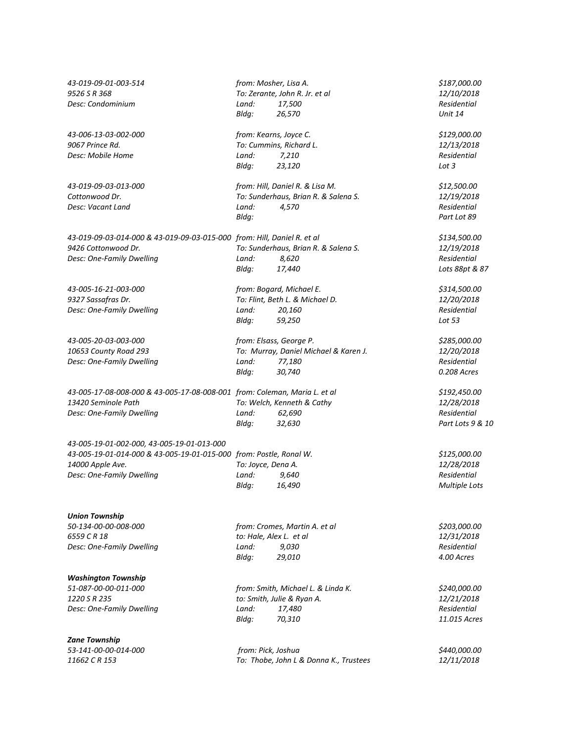*43-019-09-01-003-514*
*9526 S R 368*
*Desc: Condominium*
*from: Mosher, Lisa A.*
*To: Zerante, John R. Jr. et al*
*Land: 17,500*
*Bldg: 26,570*
*$187,000.00*
*12/10/2018*
*Residential*
*Unit 14*

*43-006-13-03-002-000*
*9067 Prince Rd.*
*Desc: Mobile Home*
*from: Kearns, Joyce C.*
*To: Cummins, Richard L.*
*Land: 7,210*
*Bldg: 23,120*
*$129,000.00*
*12/13/2018*
*Residential*
*Lot 3*

*43-019-09-03-013-000*
*Cottonwood Dr.*
*Desc: Vacant Land*
*from: Hill, Daniel R. & Lisa M.*
*To: Sunderhaus, Brian R. & Salena S.*
*Land: 4,570*
*Bldg:*
*$12,500.00*
*12/19/2018*
*Residential*
*Part Lot 89*

*43-019-09-03-014-000 & 43-019-09-03-015-000*
*9426 Cottonwood Dr.*
*Desc: One-Family Dwelling*
*from: Hill, Daniel R. et al*
*To: Sunderhaus, Brian R. & Salena S.*
*Land: 8,620*
*Bldg: 17,440*
*$134,500.00*
*12/19/2018*
*Residential*
*Lots 88pt & 87*

*43-005-16-21-003-000*
*9327 Sassafras Dr.*
*Desc: One-Family Dwelling*
*from: Bogard, Michael E.*
*To: Flint, Beth L. & Michael D.*
*Land: 20,160*
*Bldg: 59,250*
*$314,500.00*
*12/20/2018*
*Residential*
*Lot 53*

*43-005-20-03-003-000*
*10653 County Road 293*
*Desc: One-Family Dwelling*
*from: Elsass, George P.*
*To: Murray, Daniel Michael & Karen J.*
*Land: 77,180*
*Bldg: 30,740*
*$285,000.00*
*12/20/2018*
*Residential*
*0.208 Acres*

*43-005-17-08-008-000 & 43-005-17-08-008-001*
*13420 Seminole Path*
*Desc: One-Family Dwelling*
*from: Coleman, Maria L. et al*
*To: Welch, Kenneth & Cathy*
*Land: 62,690*
*Bldg: 32,630*
*$192,450.00*
*12/28/2018*
*Residential*
*Part Lots 9 & 10*

*43-005-19-01-002-000, 43-005-19-01-013-000*
*43-005-19-01-014-000 & 43-005-19-01-015-000*
*14000 Apple Ave.*
*Desc: One-Family Dwelling*
*from: Postle, Ronal W.*
*To: Joyce, Dena A.*
*Land: 9,640*
*Bldg: 16,490*
*$125,000.00*
*12/28/2018*
*Residential*
*Multiple Lots*

***Union Township***

*50-134-00-00-008-000*
*6559 C R 18*
*Desc: One-Family Dwelling*
*from: Cromes, Martin A. et al*
*to: Hale, Alex L. et al*
*Land: 9,030*
*Bldg: 29,010*
*$203,000.00*
*12/31/2018*
*Residential*
*4.00 Acres*

***Washington Township***

*51-087-00-00-011-000*
*1220 S R 235*
*Desc: One-Family Dwelling*
*from: Smith, Michael L. & Linda K.*
*to: Smith, Julie & Ryan A.*
*Land: 17,480*
*Bldg: 70,310*
*$240,000.00*
*12/21/2018*
*Residential*
*11.015 Acres*

***Zane Township***

*53-141-00-00-014-000*
*11662 C R 153*
*from: Pick, Joshua*
*To: Thobe, John L & Donna K., Trustees*
*$440,000.00*
*12/11/2018*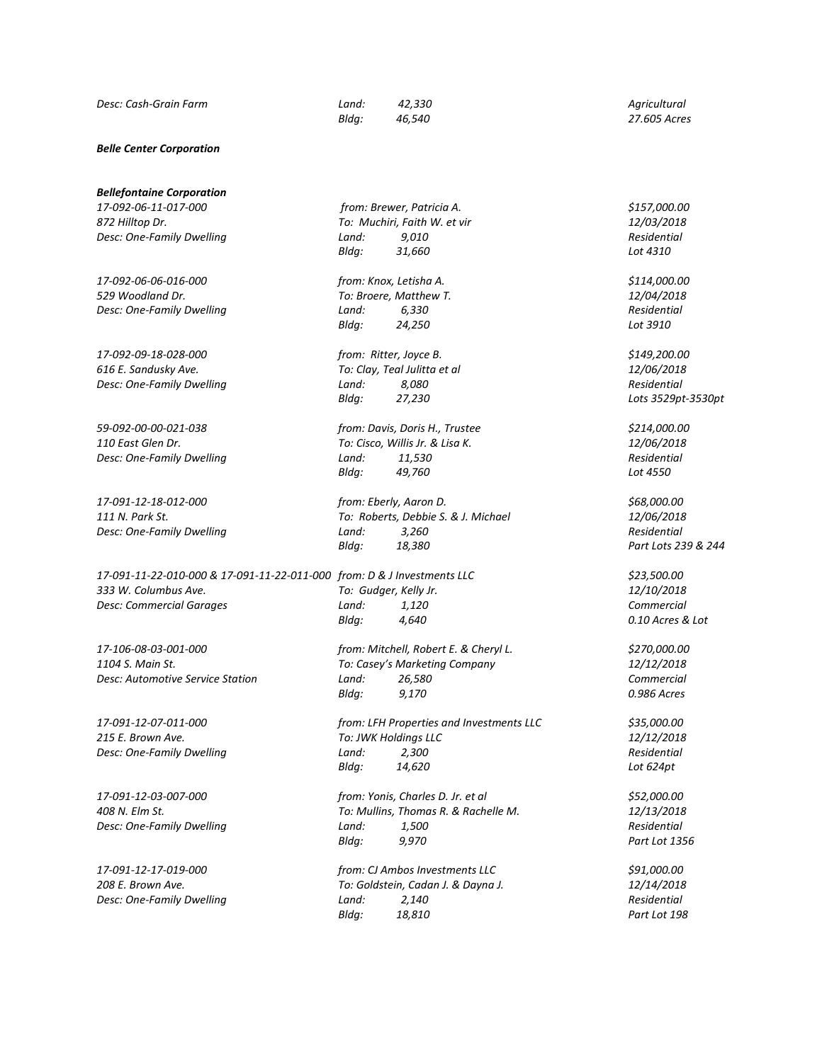*Desc: Cash-Grain Farm* | *Land: 42,330* | *Agricultural*
--- | --- | ---
 | *Bldg: 46,540* | *27.605 Acres*

***Belle Center Corporation***

***Bellefontaine Corporation***

| | | |
|---|---|---|
| *17-092-06-11-017-000* | *from: Brewer, Patricia A.* | *$157,000.00* |
| *872 Hilltop Dr.* | *To: Muchiri, Faith W. et vir* | *12/03/2018* |
| *Desc: One-Family Dwelling* | *Land: 9,010* | *Residential* |
| | *Bldg: 31,660* | *Lot 4310* |
| *17-092-06-06-016-000* | *from: Knox, Letisha A.* | *$114,000.00* |
| *529 Woodland Dr.* | *To: Broere, Matthew T.* | *12/04/2018* |
| *Desc: One-Family Dwelling* | *Land: 6,330* | *Residential* |
| | *Bldg: 24,250* | *Lot 3910* |
| *17-092-09-18-028-000* | *from: Ritter, Joyce B.* | *$149,200.00* |
| *616 E. Sandusky Ave.* | *To: Clay, Teal Julitta et al* | *12/06/2018* |
| *Desc: One-Family Dwelling* | *Land: 8,080* | *Residential* |
| | *Bldg: 27,230* | *Lots 3529pt-3530pt* |
| *59-092-00-00-021-038* | *from: Davis, Doris H., Trustee* | *$214,000.00* |
| *110 East Glen Dr.* | *To: Cisco, Willis Jr. & Lisa K.* | *12/06/2018* |
| *Desc: One-Family Dwelling* | *Land: 11,530* | *Residential* |
| | *Bldg: 49,760* | *Lot 4550* |
| *17-091-12-18-012-000* | *from: Eberly, Aaron D.* | *$68,000.00* |
| *111 N. Park St.* | *To: Roberts, Debbie S. & J. Michael* | *12/06/2018* |
| *Desc: One-Family Dwelling* | *Land: 3,260* | *Residential* |
| | *Bldg: 18,380* | *Part Lots 239 & 244* |
| *17-091-11-22-010-000 & 17-091-11-22-011-000* | *from: D & J Investments LLC* | *$23,500.00* |
| *333 W. Columbus Ave.* | *To: Gudger, Kelly Jr.* | *12/10/2018* |
| *Desc: Commercial Garages* | *Land: 1,120* | *Commercial* |
| | *Bldg: 4,640* | *0.10 Acres & Lot* |
| *17-106-08-03-001-000* | *from: Mitchell, Robert E. & Cheryl L.* | *$270,000.00* |
| *1104 S. Main St.* | *To: Casey's Marketing Company* | *12/12/2018* |
| *Desc: Automotive Service Station* | *Land: 26,580* | *Commercial* |
| | *Bldg: 9,170* | *0.986 Acres* |
| *17-091-12-07-011-000* | *from: LFH Properties and Investments LLC* | *$35,000.00* |
| *215 E. Brown Ave.* | *To: JWK Holdings LLC* | *12/12/2018* |
| *Desc: One-Family Dwelling* | *Land: 2,300* | *Residential* |
| | *Bldg: 14,620* | *Lot 624pt* |
| *17-091-12-03-007-000* | *from: Yonis, Charles D. Jr. et al* | *$52,000.00* |
| *408 N. Elm St.* | *To: Mullins, Thomas R. & Rachelle M.* | *12/13/2018* |
| *Desc: One-Family Dwelling* | *Land: 1,500* | *Residential* |
| | *Bldg: 9,970* | *Part Lot 1356* |
| *17-091-12-17-019-000* | *from: CJ Ambos Investments LLC* | *$91,000.00* |
| *208 E. Brown Ave.* | *To: Goldstein, Cadan J. & Dayna J.* | *12/14/2018* |
| *Desc: One-Family Dwelling* | *Land: 2,140* | *Residential* |
| | *Bldg: 18,810* | *Part Lot 198* |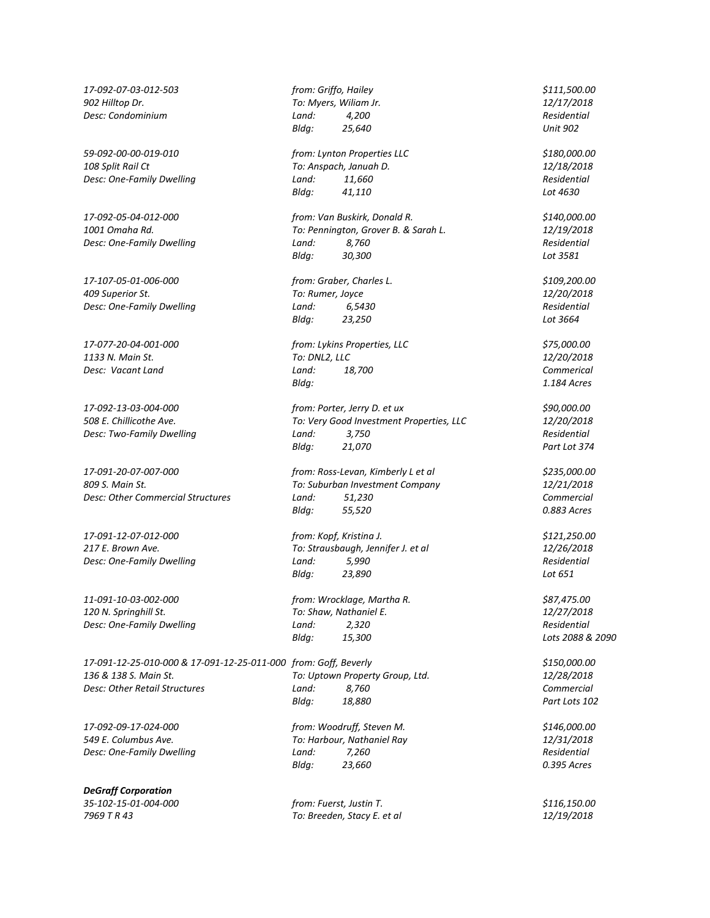*17-092-07-03-012-503* | *from: Griffo, Hailey* | *$111,500.00*
*902 Hilltop Dr.* | *To: Myers, Wiliam Jr.* | *12/17/2018*
*Desc: Condominium* | *Land: 4,200* | *Residential*
*Bldg: 25,640* | *Unit 902*

*59-092-00-00-019-010* | *from: Lynton Properties LLC* | *$180,000.00*
*108 Split Rail Ct* | *To: Anspach, Januah D.* | *12/18/2018*
*Desc: One-Family Dwelling* | *Land: 11,660* | *Residential*
*Bldg: 41,110* | *Lot 4630*

*17-092-05-04-012-000* | *from: Van Buskirk, Donald R.* | *$140,000.00*
*1001 Omaha Rd.* | *To: Pennington, Grover B. & Sarah L.* | *12/19/2018*
*Desc: One-Family Dwelling* | *Land: 8,760* | *Residential*
*Bldg: 30,300* | *Lot 3581*

*17-107-05-01-006-000* | *from: Graber, Charles L.* | *$109,200.00*
*409 Superior St.* | *To: Rumer, Joyce* | *12/20/2018*
*Desc: One-Family Dwelling* | *Land: 6,5430* | *Residential*
*Bldg: 23,250* | *Lot 3664*

*17-077-20-04-001-000* | *from: Lykins Properties, LLC* | *$75,000.00*
*1133 N. Main St.* | *To: DNL2, LLC* | *12/20/2018*
*Desc: Vacant Land* | *Land: 18,700* | *Commerical*
*Bldg:* | *1.184 Acres*

*17-092-13-03-004-000* | *from: Porter, Jerry D. et ux* | *$90,000.00*
*508 E. Chillicothe Ave.* | *To: Very Good Investment Properties, LLC* | *12/20/2018*
*Desc: Two-Family Dwelling* | *Land: 3,750* | *Residential*
*Bldg: 21,070* | *Part Lot 374*

*17-091-20-07-007-000* | *from: Ross-Levan, Kimberly L et al* | *$235,000.00*
*809 S. Main St.* | *To: Suburban Investment Company* | *12/21/2018*
*Desc: Other Commercial Structures* | *Land: 51,230* | *Commercial*
*Bldg: 55,520* | *0.883 Acres*

*17-091-12-07-012-000* | *from: Kopf, Kristina J.* | *$121,250.00*
*217 E. Brown Ave.* | *To: Strausbaugh, Jennifer J. et al* | *12/26/2018*
*Desc: One-Family Dwelling* | *Land: 5,990* | *Residential*
*Bldg: 23,890* | *Lot 651*

*11-091-10-03-002-000* | *from: Wrocklage, Martha R.* | *$87,475.00*
*120 N. Springhill St.* | *To: Shaw, Nathaniel E.* | *12/27/2018*
*Desc: One-Family Dwelling* | *Land: 2,320* | *Residential*
*Bldg: 15,300* | *Lots 2088 & 2090*

*17-091-12-25-010-000 & 17-091-12-25-011-000* | *from: Goff, Beverly* | *$150,000.00*
*136 & 138 S. Main St.* | *To: Uptown Property Group, Ltd.* | *12/28/2018*
*Desc: Other Retail Structures* | *Land: 8,760* | *Commercial*
*Bldg: 18,880* | *Part Lots 102*

*17-092-09-17-024-000* | *from: Woodruff, Steven M.* | *$146,000.00*
*549 E. Columbus Ave.* | *To: Harbour, Nathaniel Ray* | *12/31/2018*
*Desc: One-Family Dwelling* | *Land: 7,260* | *Residential*
*Bldg: 23,660* | *0.395 Acres*

***DeGraff Corporation***

*35-102-15-01-004-000* | *from: Fuerst, Justin T.* | *$116,150.00*
*7969 T R 43* | *To: Breeden, Stacy E. et al* | *12/19/2018*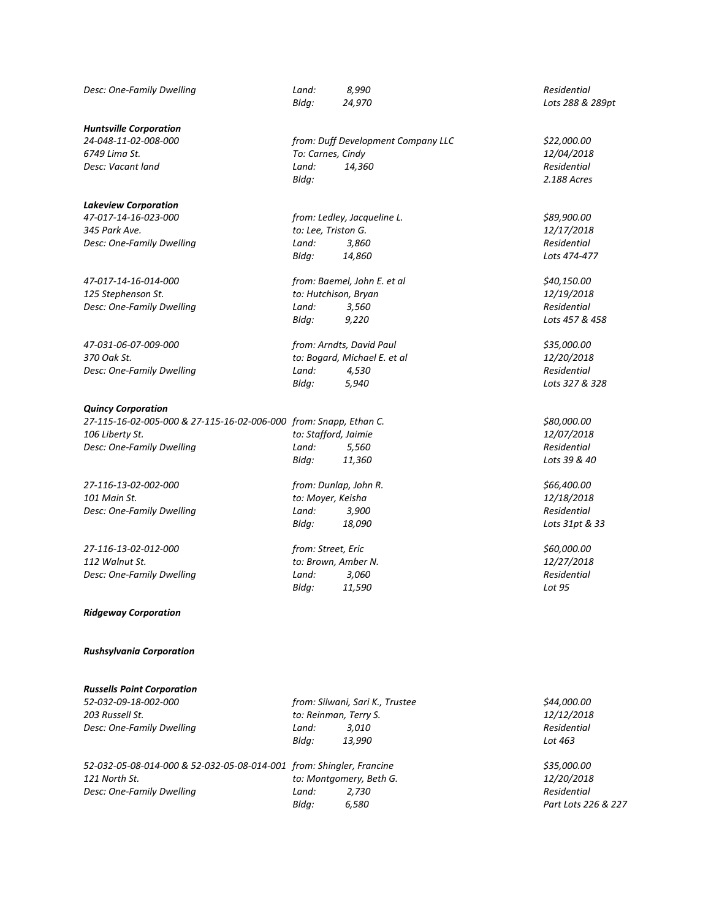| | | |
|---|---|---|
| *Desc: One-Family Dwelling* | *Land: 8,990* | *Residential* |
| | *Bldg: 24,970* | *Lots 288 & 289pt* |

***Huntsville Corporation***

| | | |
|---|---|---|
| *24-048-11-02-008-000* | *from: Duff Development Company LLC* | *$22,000.00* |
| *6749 Lima St.* | *To: Carnes, Cindy* | *12/04/2018* |
| *Desc: Vacant land* | *Land: 14,360* | *Residential* |
| | *Bldg:* | *2.188 Acres* |

***Lakeview Corporation***

| | | |
|---|---|---|
| *47-017-14-16-023-000* | *from: Ledley, Jacqueline L.* | *$89,900.00* |
| *345 Park Ave.* | *to: Lee, Triston G.* | *12/17/2018* |
| *Desc: One-Family Dwelling* | *Land: 3,860* | *Residential* |
| | *Bldg: 14,860* | *Lots 474-477* |
| *47-017-14-16-014-000* | *from: Baemel, John E. et al* | *$40,150.00* |
| *125 Stephenson St.* | *to: Hutchison, Bryan* | *12/19/2018* |
| *Desc: One-Family Dwelling* | *Land: 3,560* | *Residential* |
| | *Bldg: 9,220* | *Lots 457 & 458* |
| *47-031-06-07-009-000* | *from: Arndts, David Paul* | *$35,000.00* |
| *370 Oak St.* | *to: Bogard, Michael E. et al* | *12/20/2018* |
| *Desc: One-Family Dwelling* | *Land: 4,530* | *Residential* |
| | *Bldg: 5,940* | *Lots 327 & 328* |

***Quincy Corporation***

| | | |
|---|---|---|
| *27-115-16-02-005-000 & 27-115-16-02-006-000* | *from: Snapp, Ethan C.* | *$80,000.00* |
| *106 Liberty St.* | *to: Stafford, Jaimie* | *12/07/2018* |
| *Desc: One-Family Dwelling* | *Land: 5,560* | *Residential* |
| | *Bldg: 11,360* | *Lots 39 & 40* |
| *27-116-13-02-002-000* | *from: Dunlap, John R.* | *$66,400.00* |
| *101 Main St.* | *to: Moyer, Keisha* | *12/18/2018* |
| *Desc: One-Family Dwelling* | *Land: 3,900* | *Residential* |
| | *Bldg: 18,090* | *Lots 31pt & 33* |
| *27-116-13-02-012-000* | *from: Street, Eric* | *$60,000.00* |
| *112 Walnut St.* | *to: Brown, Amber N.* | *12/27/2018* |
| *Desc: One-Family Dwelling* | *Land: 3,060* | *Residential* |
| | *Bldg: 11,590* | *Lot 95* |

***Ridgeway Corporation***

***Rushsylvania Corporation***

***Russells Point Corporation***

| | | |
|---|---|---|
| *52-032-09-18-002-000* | *from: Silwani, Sari K., Trustee* | *$44,000.00* |
| *203 Russell St.* | *to: Reinman, Terry S.* | *12/12/2018* |
| *Desc: One-Family Dwelling* | *Land: 3,010* | *Residential* |
| | *Bldg: 13,990* | *Lot 463* |
| *52-032-05-08-014-000 & 52-032-05-08-014-001* | *from: Shingler, Francine* | *$35,000.00* |
| *121 North St.* | *to: Montgomery, Beth G.* | *12/20/2018* |
| *Desc: One-Family Dwelling* | *Land: 2,730* | *Residential* |
| | *Bldg: 6,580* | *Part Lots 226 & 227* |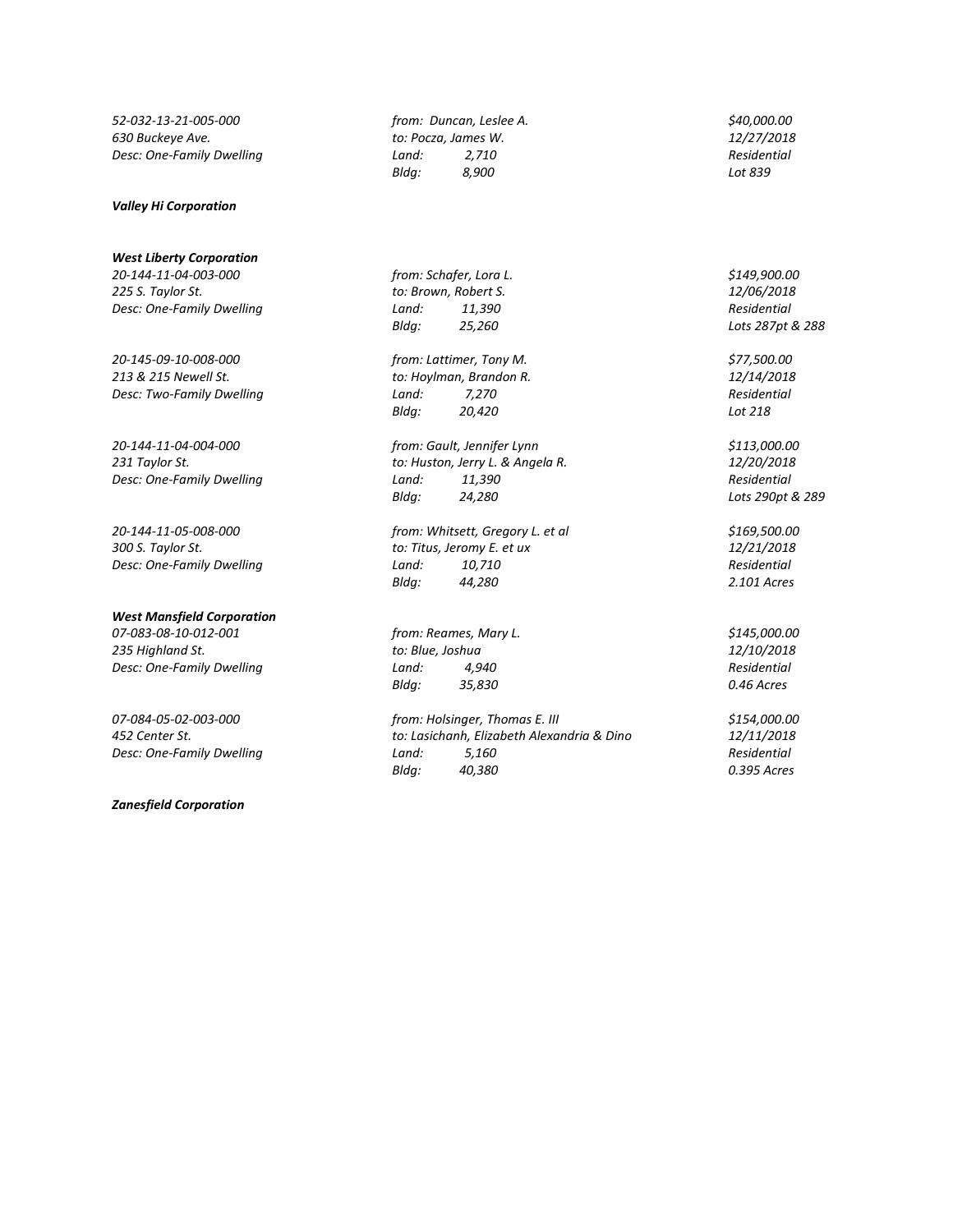| | | |
|---|---|---|
| *52-032-13-21-005-000* | *from: Duncan, Leslee A.* | *$40,000.00* |
| *630 Buckeye Ave.* | *to: Pocza, James W.* | *12/27/2018* |
| *Desc: One-Family Dwelling* | *Land: 2,710* | *Residential* |
| | *Bldg: 8,900* | *Lot 839* |

***Valley Hi Corporation***

***West Liberty Corporation***

| | | |
|---|---|---|
| *20-144-11-04-003-000* | *from: Schafer, Lora L.* | *$149,900.00* |
| *225 S. Taylor St.* | *to: Brown, Robert S.* | *12/06/2018* |
| *Desc: One-Family Dwelling* | *Land: 11,390* | *Residential* |
| | *Bldg: 25,260* | *Lots 287pt & 288* |
| *20-145-09-10-008-000* | *from: Lattimer, Tony M.* | *$77,500.00* |
| *213 & 215 Newell St.* | *to: Hoylman, Brandon R.* | *12/14/2018* |
| *Desc: Two-Family Dwelling* | *Land: 7,270* | *Residential* |
| | *Bldg: 20,420* | *Lot 218* |
| *20-144-11-04-004-000* | *from: Gault, Jennifer Lynn* | *$113,000.00* |
| *231 Taylor St.* | *to: Huston, Jerry L. & Angela R.* | *12/20/2018* |
| *Desc: One-Family Dwelling* | *Land: 11,390* | *Residential* |
| | *Bldg: 24,280* | *Lots 290pt & 289* |
| *20-144-11-05-008-000* | *from: Whitsett, Gregory L. et al* | *$169,500.00* |
| *300 S. Taylor St.* | *to: Titus, Jeromy E. et ux* | *12/21/2018* |
| *Desc: One-Family Dwelling* | *Land: 10,710* | *Residential* |
| | *Bldg: 44,280* | *2.101 Acres* |

***West Mansfield Corporation***

| | | |
|---|---|---|
| *07-083-08-10-012-001* | *from: Reames, Mary L.* | *$145,000.00* |
| *235 Highland St.* | *to: Blue, Joshua* | *12/10/2018* |
| *Desc: One-Family Dwelling* | *Land: 4,940* | *Residential* |
| | *Bldg: 35,830* | *0.46 Acres* |
| *07-084-05-02-003-000* | *from: Holsinger, Thomas E. III* | *$154,000.00* |
| *452 Center St.* | *to: Lasichanh, Elizabeth Alexandria & Dino* | *12/11/2018* |
| *Desc: One-Family Dwelling* | *Land: 5,160* | *Residential* |
| | *Bldg: 40,380* | *0.395 Acres* |

***Zanesfield Corporation***